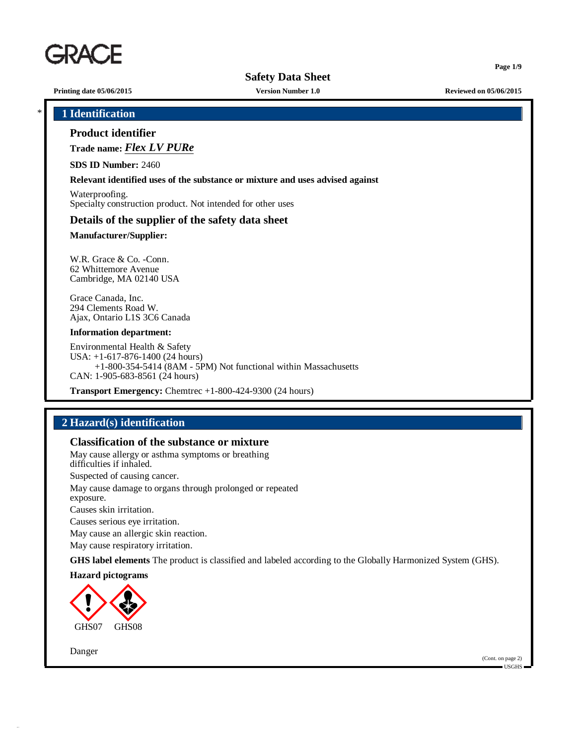# Safety Data Sheet

**Printing date 05/06/2015** **Version Number 1.0** **Reviewed on 05/06/2015**

## 1 Identification

### Product identifier

**Trade name:** ***Flex LV PURe***

**SDS ID Number:** 2460

**Relevant identified uses of the substance or mixture and uses advised against**

Waterproofing.
Specialty construction product. Not intended for other uses

### Details of the supplier of the safety data sheet

**Manufacturer/Supplier:**

W.R. Grace & Co. -Conn.
62 Whittemore Avenue
Cambridge, MA 02140 USA

Grace Canada, Inc.
294 Clements Road W.
Ajax, Ontario L1S 3C6 Canada

**Information department:**

Environmental Health & Safety
USA: +1-617-876-1400 (24 hours)
+1-800-354-5414 (8AM - 5PM) Not functional within Massachusetts
CAN: 1-905-683-8561 (24 hours)

**Transport Emergency:** Chemtrec +1-800-424-9300 (24 hours)

## 2 Hazard(s) identification

### Classification of the substance or mixture

May cause allergy or asthma symptoms or breathing difficulties if inhaled.

Suspected of causing cancer.

May cause damage to organs through prolonged or repeated exposure.

Causes skin irritation.

Causes serious eye irritation.

May cause an allergic skin reaction.

May cause respiratory irritation.

**GHS label elements** The product is classified and labeled according to the Globally Harmonized System (GHS).

**Hazard pictograms**

GHS07 GHS08

Danger

(Cont. on page 2)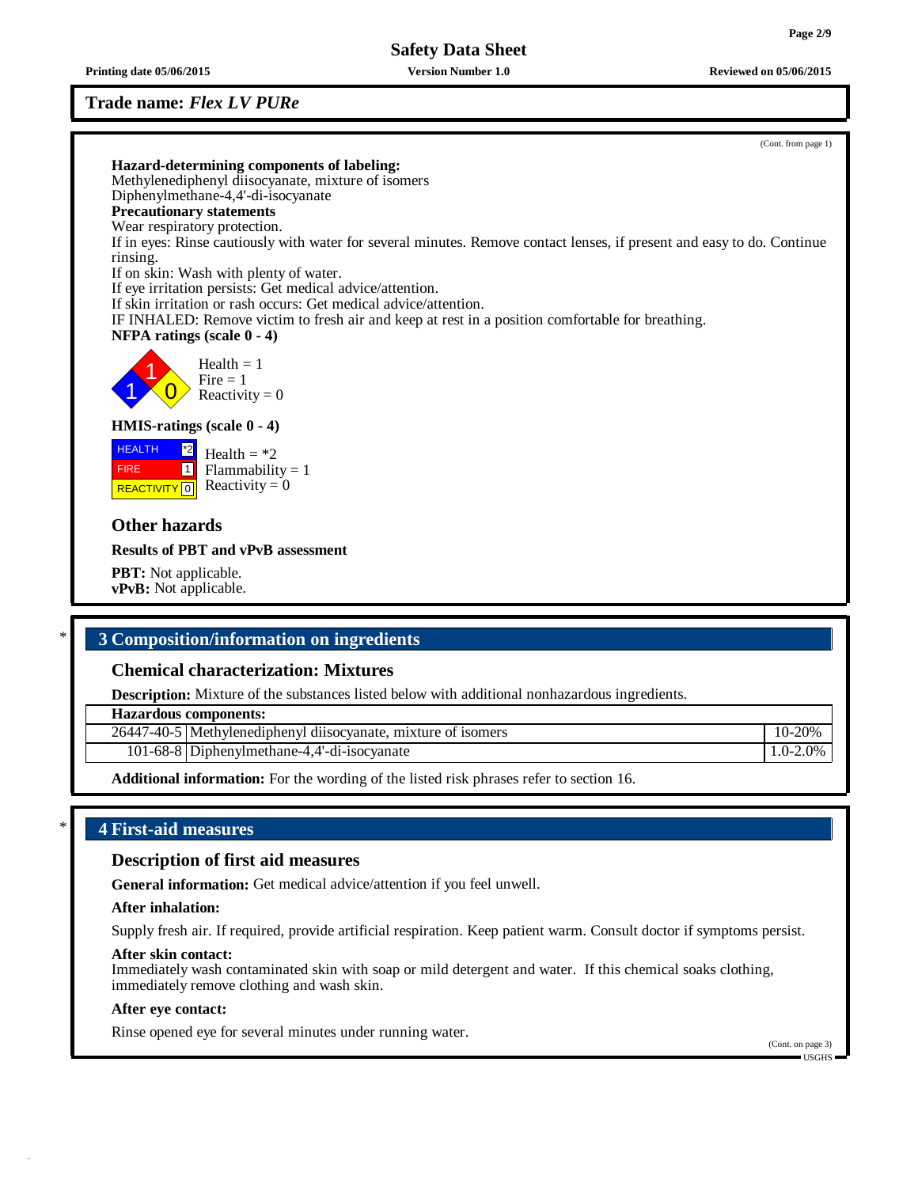**Trade name:** ***Flex LV PURe***

(Cont. from page 1)

**Hazard-determining components of labeling:**
Methylenediphenyl diisocyanate, mixture of isomers
Diphenylmethane-4,4'-di-isocyanate

**Precautionary statements**
Wear respiratory protection.
If in eyes: Rinse cautiously with water for several minutes. Remove contact lenses, if present and easy to do. Continue rinsing.
If on skin: Wash with plenty of water.
If eye irritation persists: Get medical advice/attention.
If skin irritation or rash occurs: Get medical advice/attention.
IF INHALED: Remove victim to fresh air and keep at rest in a position comfortable for breathing.

**NFPA ratings (scale 0 - 4)**

Health = 1
Fire = 1
Reactivity = 0

**HMIS-ratings (scale 0 - 4)**

| | |
|---|---|
| HEALTH | *2 |
| FIRE | 1 |
| REACTIVITY | 0 |

Health = *2
Flammability = 1
Reactivity = 0

### Other hazards

**Results of PBT and vPvB assessment**

**PBT:** Not applicable.
**vPvB:** Not applicable.

## * 3 Composition/information on ingredients

### Chemical characterization: Mixtures

**Description:** Mixture of the substances listed below with additional nonhazardous ingredients.

| **Hazardous components:** | | |
|---|---|---|
| 26447-40-5 | Methylenediphenyl diisocyanate, mixture of isomers | 10-20% |
| 101-68-8 | Diphenylmethane-4,4'-di-isocyanate | 1.0-2.0% |

**Additional information:** For the wording of the listed risk phrases refer to section 16.

## * 4 First-aid measures

### Description of first aid measures

**General information:** Get medical advice/attention if you feel unwell.

**After inhalation:**

Supply fresh air. If required, provide artificial respiration. Keep patient warm. Consult doctor if symptoms persist.

**After skin contact:**
Immediately wash contaminated skin with soap or mild detergent and water. If this chemical soaks clothing, immediately remove clothing and wash skin.

**After eye contact:**

Rinse opened eye for several minutes under running water.

(Cont. on page 3)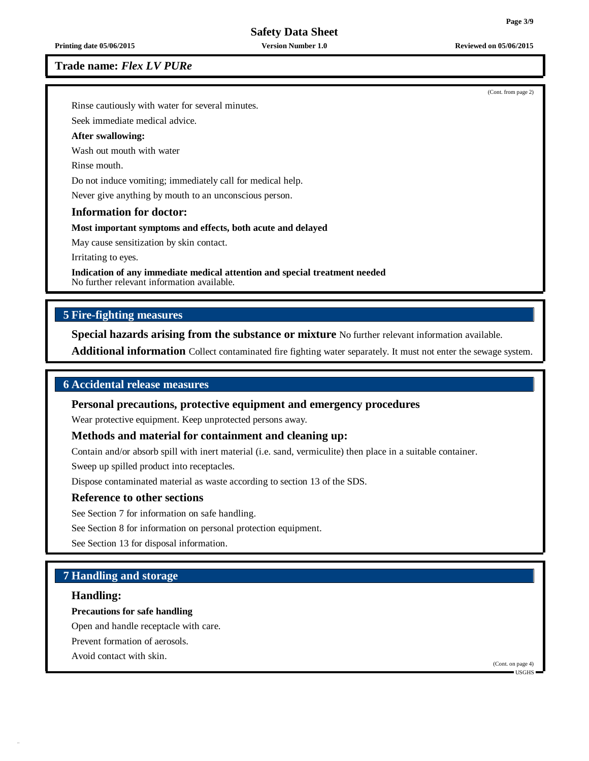(Cont. from page 2)

Rinse cautiously with water for several minutes.

Seek immediate medical advice.

**After swallowing:**

Wash out mouth with water

Rinse mouth.

Do not induce vomiting; immediately call for medical help.

Never give anything by mouth to an unconscious person.

### Information for doctor:

**Most important symptoms and effects, both acute and delayed**

May cause sensitization by skin contact.

Irritating to eyes.

**Indication of any immediate medical attention and special treatment needed**
No further relevant information available.

## 5 Fire-fighting measures

**Special hazards arising from the substance or mixture** No further relevant information available.

**Additional information** Collect contaminated fire fighting water separately. It must not enter the sewage system.

## 6 Accidental release measures

### Personal precautions, protective equipment and emergency procedures

Wear protective equipment. Keep unprotected persons away.

### Methods and material for containment and cleaning up:

Contain and/or absorb spill with inert material (i.e. sand, vermiculite) then place in a suitable container.

Sweep up spilled product into receptacles.

Dispose contaminated material as waste according to section 13 of the SDS.

### Reference to other sections

See Section 7 for information on safe handling.

See Section 8 for information on personal protection equipment.

See Section 13 for disposal information.

## 7 Handling and storage

### Handling:

**Precautions for safe handling**

Open and handle receptacle with care.

Prevent formation of aerosols.

Avoid contact with skin.

(Cont. on page 4)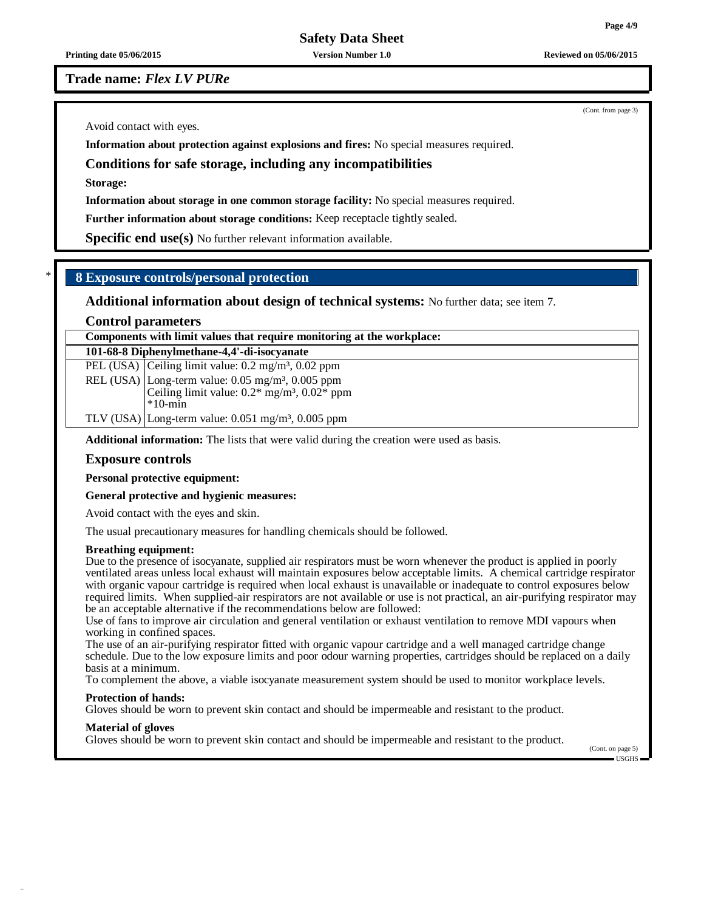Trade name: *Flex LV PURe*

(Cont. from page 3)

Avoid contact with eyes.

**Information about protection against explosions and fires:** No special measures required.

### Conditions for safe storage, including any incompatibilities

**Storage:**

**Information about storage in one common storage facility:** No special measures required.

**Further information about storage conditions:** Keep receptacle tightly sealed.

**Specific end use(s)** No further relevant information available.

## 8 Exposure controls/personal protection

### Additional information about design of technical systems: No further data; see item 7.

### Control parameters

| Components with limit values that require monitoring at the workplace: | |
|---|---|
| **101-68-8 Diphenylmethane-4,4'-di-isocyanate** | |
| PEL (USA) | Ceiling limit value: 0.2 mg/m³, 0.02 ppm |
| REL (USA) | Long-term value: 0.05 mg/m³, 0.005 ppm<br>Ceiling limit value: 0.2* mg/m³, 0.02* ppm<br>*10-min |
| TLV (USA) | Long-term value: 0.051 mg/m³, 0.005 ppm |

**Additional information:** The lists that were valid during the creation were used as basis.

### Exposure controls

**Personal protective equipment:**

**General protective and hygienic measures:**

Avoid contact with the eyes and skin.

The usual precautionary measures for handling chemicals should be followed.

**Breathing equipment:**
Due to the presence of isocyanate, supplied air respirators must be worn whenever the product is applied in poorly ventilated areas unless local exhaust will maintain exposures below acceptable limits. A chemical cartridge respirator with organic vapour cartridge is required when local exhaust is unavailable or inadequate to control exposures below required limits. When supplied-air respirators are not available or use is not practical, an air-purifying respirator may be an acceptable alternative if the recommendations below are followed:
Use of fans to improve air circulation and general ventilation or exhaust ventilation to remove MDI vapours when working in confined spaces.
The use of an air-purifying respirator fitted with organic vapour cartridge and a well managed cartridge change schedule. Due to the low exposure limits and poor odour warning properties, cartridges should be replaced on a daily basis at a minimum.
To complement the above, a viable isocyanate measurement system should be used to monitor workplace levels.

**Protection of hands:**
Gloves should be worn to prevent skin contact and should be impermeable and resistant to the product.

**Material of gloves**
Gloves should be worn to prevent skin contact and should be impermeable and resistant to the product.

(Cont. on page 5)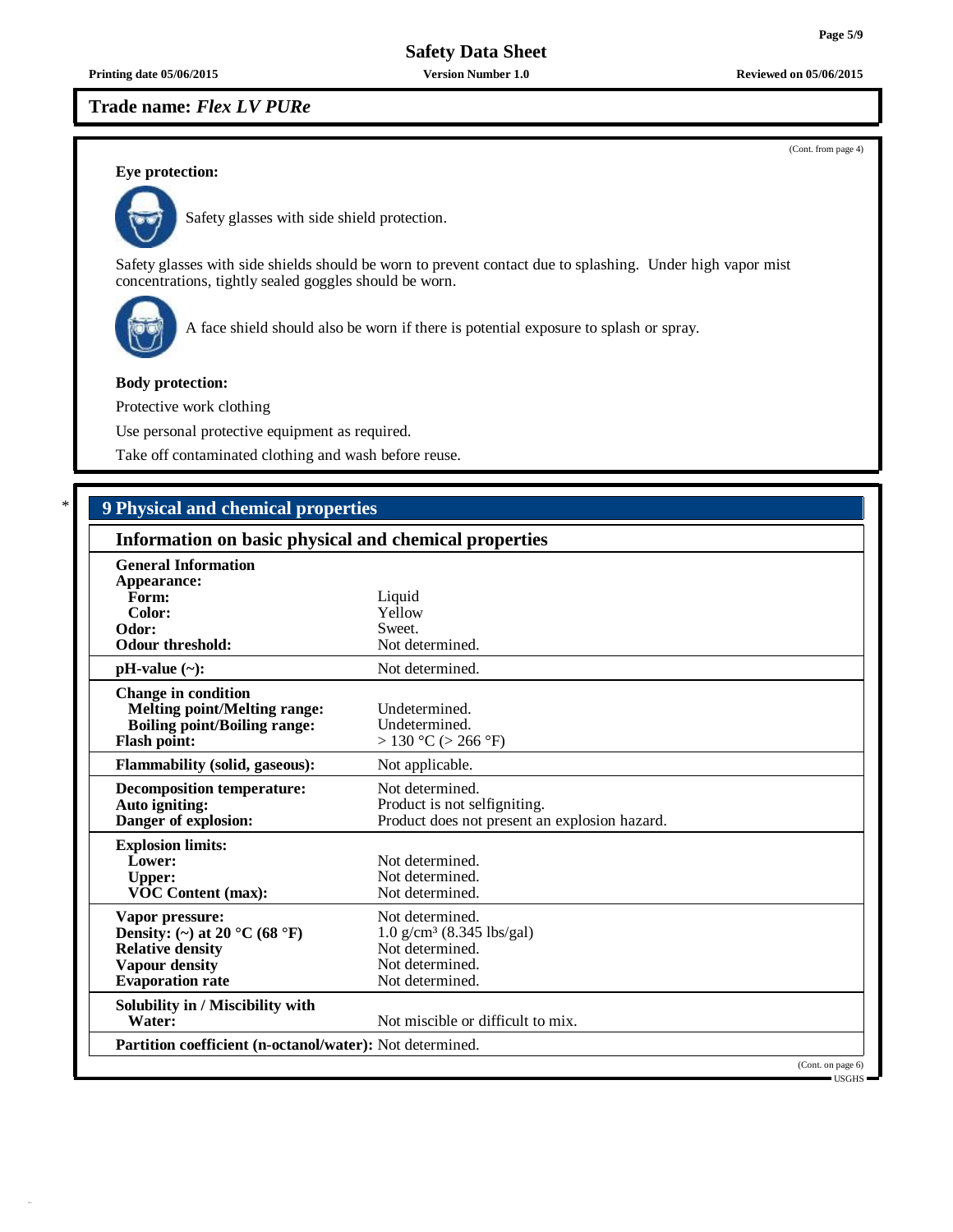**Trade name:** ***Flex LV PURe***

(Cont. from page 4)

**Eye protection:**

Safety glasses with side shield protection.

Safety glasses with side shields should be worn to prevent contact due to splashing. Under high vapor mist concentrations, tightly sealed goggles should be worn.

A face shield should also be worn if there is potential exposure to splash or spray.

**Body protection:**

Protective work clothing

Use personal protective equipment as required.

Take off contaminated clothing and wash before reuse.

\* 

## 9 Physical and chemical properties

### Information on basic physical and chemical properties

| | |
|---|---|
| **General Information** | |
| **Appearance:** | |
| **Form:** | Liquid |
| **Color:** | Yellow |
| **Odor:** | Sweet. |
| **Odour threshold:** | Not determined. |
| **pH-value (~):** | Not determined. |
| **Change in condition** | |
| **Melting point/Melting range:** | Undetermined. |
| **Boiling point/Boiling range:** | Undetermined. |
| **Flash point:** | > 130 °C (> 266 °F) |
| **Flammability (solid, gaseous):** | Not applicable. |
| **Decomposition temperature:** | Not determined. |
| **Auto igniting:** | Product is not selfigniting. |
| **Danger of explosion:** | Product does not present an explosion hazard. |
| **Explosion limits:** | |
| **Lower:** | Not determined. |
| **Upper:** | Not determined. |
| **VOC Content (max):** | Not determined. |
| **Vapor pressure:** | Not determined. |
| **Density: (~) at 20 °C (68 °F)** | 1.0 g/cm³ (8.345 lbs/gal) |
| **Relative density** | Not determined. |
| **Vapour density** | Not determined. |
| **Evaporation rate** | Not determined. |
| **Solubility in / Miscibility with** | |
| **Water:** | Not miscible or difficult to mix. |
| **Partition coefficient (n-octanol/water):** | Not determined. |

(Cont. on page 6)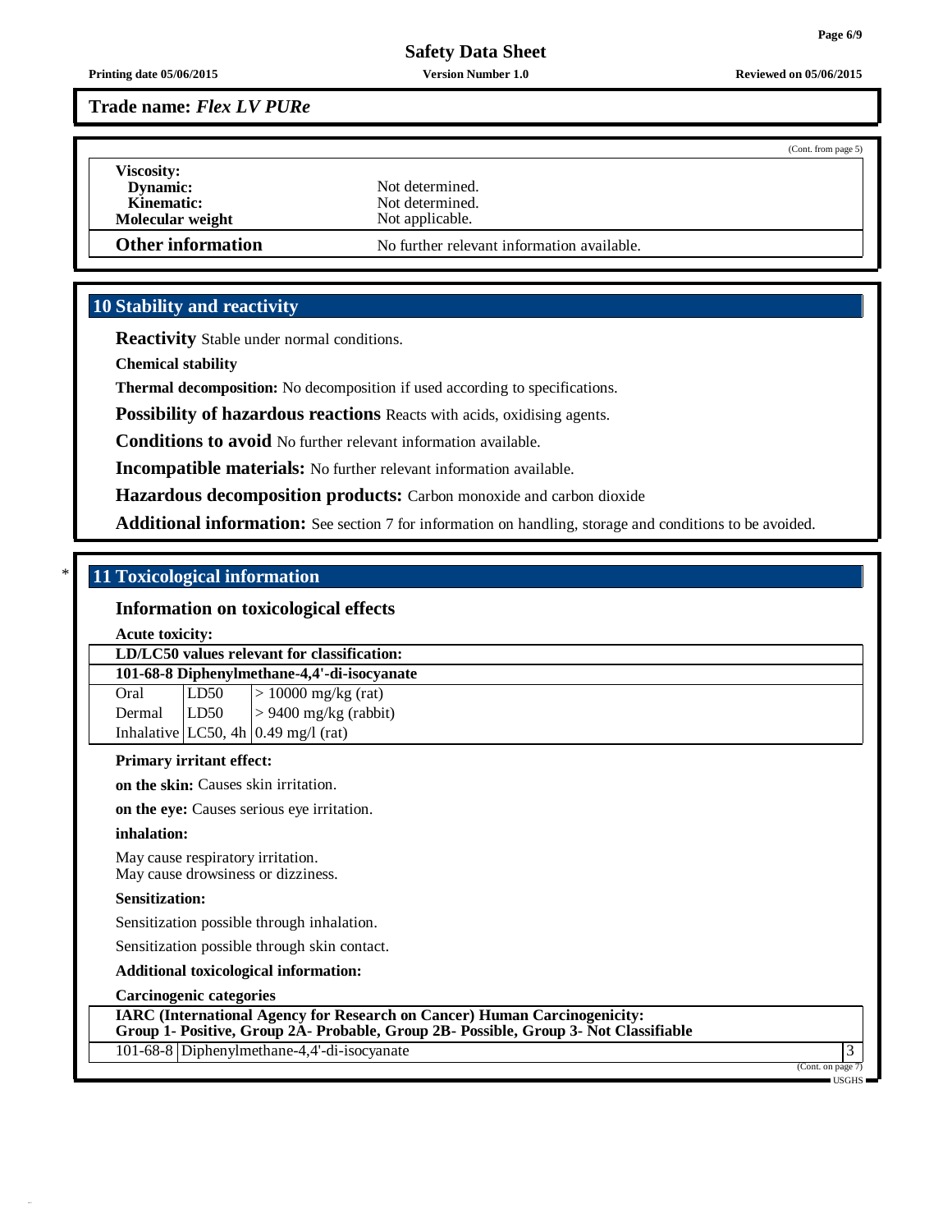Trade name: *Flex LV PURe*

(Cont. from page 5)

**Viscosity:**
**Dynamic:** Not determined.
**Kinematic:** Not determined.
**Molecular weight** Not applicable.

**Other information** No further relevant information available.

## 10 Stability and reactivity

**Reactivity** Stable under normal conditions.

**Chemical stability**

**Thermal decomposition:** No decomposition if used according to specifications.

**Possibility of hazardous reactions** Reacts with acids, oxidising agents.

**Conditions to avoid** No further relevant information available.

**Incompatible materials:** No further relevant information available.

**Hazardous decomposition products:** Carbon monoxide and carbon dioxide

**Additional information:** See section 7 for information on handling, storage and conditions to be avoided.

## * 11 Toxicological information

### Information on toxicological effects

**Acute toxicity:**

| LD/LC50 values relevant for classification: | | |
|---|---|---|
| **101-68-8 Diphenylmethane-4,4'-di-isocyanate** | | |
| Oral | LD50 | > 10000 mg/kg (rat) |
| Dermal | LD50 | > 9400 mg/kg (rabbit) |
| Inhalative | LC50, 4h | 0.49 mg/l (rat) |

**Primary irritant effect:**

**on the skin:** Causes skin irritation.

**on the eye:** Causes serious eye irritation.

**inhalation:**

May cause respiratory irritation.
May cause drowsiness or dizziness.

**Sensitization:**

Sensitization possible through inhalation.

Sensitization possible through skin contact.

**Additional toxicological information:**

**Carcinogenic categories**

| IARC (International Agency for Research on Cancer) Human Carcinogenicity: Group 1- Positive, Group 2A- Probable, Group 2B- Possible, Group 3- Not Classifiable | | |
|---|---|---|
| 101-68-8 | Diphenylmethane-4,4'-di-isocyanate | 3 |

(Cont. on page 7)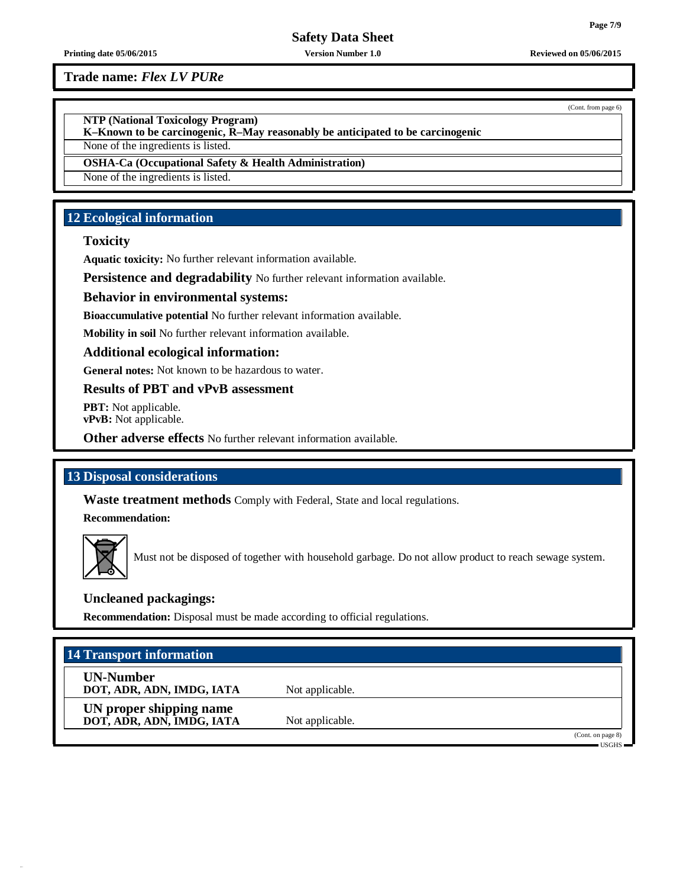**Trade name:** ***Flex LV PURe***

(Cont. from page 6)

**NTP (National Toxicology Program)**
**K–Known to be carcinogenic, R–May reasonably be anticipated to be carcinogenic**

None of the ingredients is listed.

**OSHA-Ca (Occupational Safety & Health Administration)**

None of the ingredients is listed.

## 12 Ecological information

### Toxicity

**Aquatic toxicity:** No further relevant information available.

**Persistence and degradability** No further relevant information available.

### Behavior in environmental systems:

**Bioaccumulative potential** No further relevant information available.

**Mobility in soil** No further relevant information available.

### Additional ecological information:

**General notes:** Not known to be hazardous to water.

### Results of PBT and vPvB assessment

**PBT:** Not applicable.
**vPvB:** Not applicable.

**Other adverse effects** No further relevant information available.

## 13 Disposal considerations

**Waste treatment methods** Comply with Federal, State and local regulations.

**Recommendation:**

Must not be disposed of together with household garbage. Do not allow product to reach sewage system.

### Uncleaned packagings:

**Recommendation:** Disposal must be made according to official regulations.

## 14 Transport information

| | |
|---|---|
| **UN-Number**<br>**DOT, ADR, ADN, IMDG, IATA** | Not applicable. |
| **UN proper shipping name**<br>**DOT, ADR, ADN, IMDG, IATA** | Not applicable. |

(Cont. on page 8)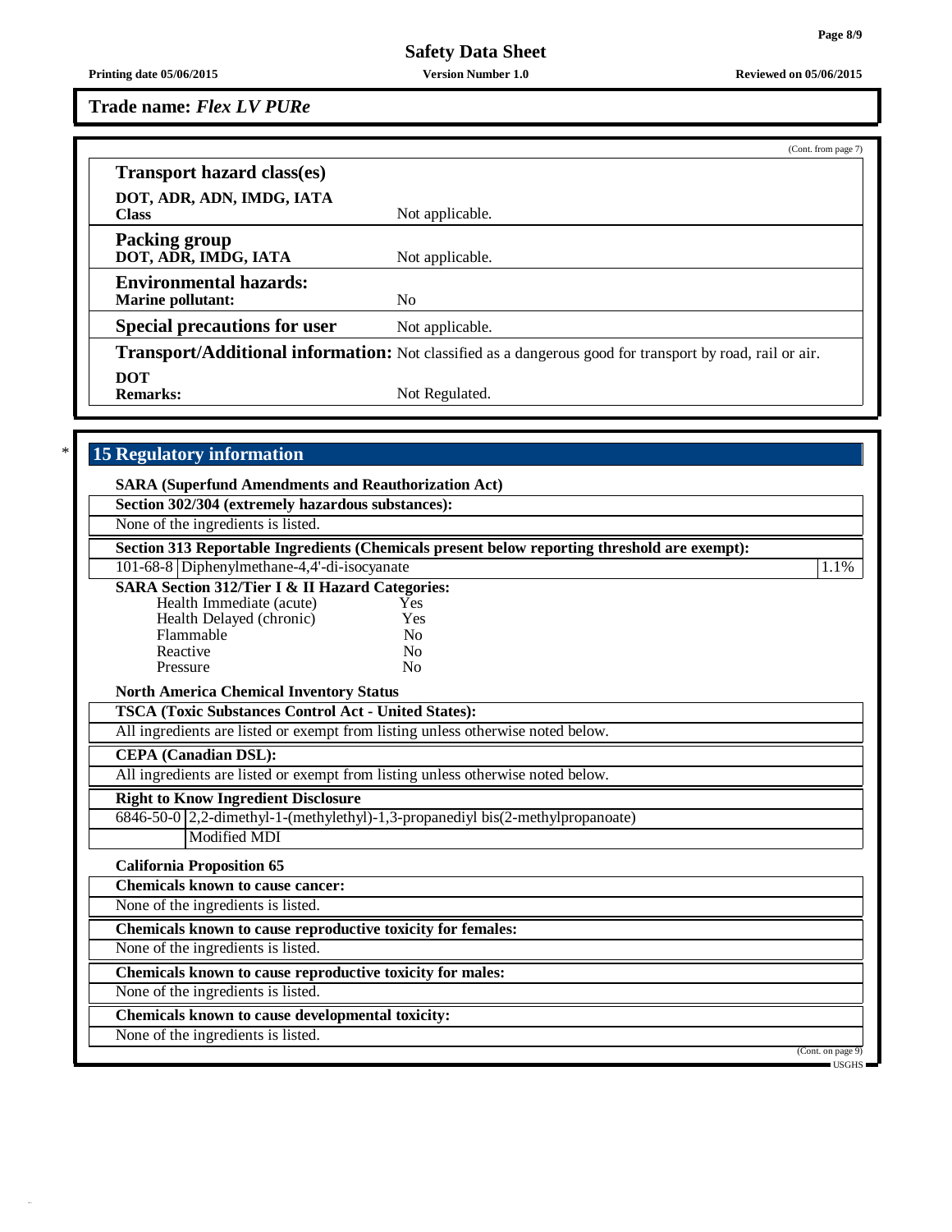**Trade name:** ***Flex LV PURe***

(Cont. from page 7)

**Transport hazard class(es)**

| | |
|---|---|
| **DOT, ADR, ADN, IMDG, IATA Class** | Not applicable. |
| **Packing group DOT, ADR, IMDG, IATA** | Not applicable. |
| **Environmental hazards: Marine pollutant:** | No |
| **Special precautions for user** | Not applicable. |

**Transport/Additional information:** Not classified as a dangerous good for transport by road, rail or air.

| | |
|---|---|
| **DOT Remarks:** | Not Regulated. |

## 15 Regulatory information

**SARA (Superfund Amendments and Reauthorization Act)**

**Section 302/304 (extremely hazardous substances):**

None of the ingredients is listed.

**Section 313 Reportable Ingredients (Chemicals present below reporting threshold are exempt):**

| | | |
|---|---|---|
| 101-68-8 | Diphenylmethane-4,4'-di-isocyanate | 1.1% |

**SARA Section 312/Tier I & II Hazard Categories:**

| | |
|---|---|
| Health Immediate (acute) | Yes |
| Health Delayed (chronic) | Yes |
| Flammable | No |
| Reactive | No |
| Pressure | No |

**North America Chemical Inventory Status**

**TSCA (Toxic Substances Control Act - United States):**

All ingredients are listed or exempt from listing unless otherwise noted below.

**CEPA (Canadian DSL):**

All ingredients are listed or exempt from listing unless otherwise noted below.

**Right to Know Ingredient Disclosure**

| | |
|---|---|
| 6846-50-0 | 2,2-dimethyl-1-(methylethyl)-1,3-propanediyl bis(2-methylpropanoate) |
| | Modified MDI |

**California Proposition 65**

**Chemicals known to cause cancer:**

None of the ingredients is listed.

**Chemicals known to cause reproductive toxicity for females:**

None of the ingredients is listed.

**Chemicals known to cause reproductive toxicity for males:**

None of the ingredients is listed.

**Chemicals known to cause developmental toxicity:**

None of the ingredients is listed.

(Cont. on page 9)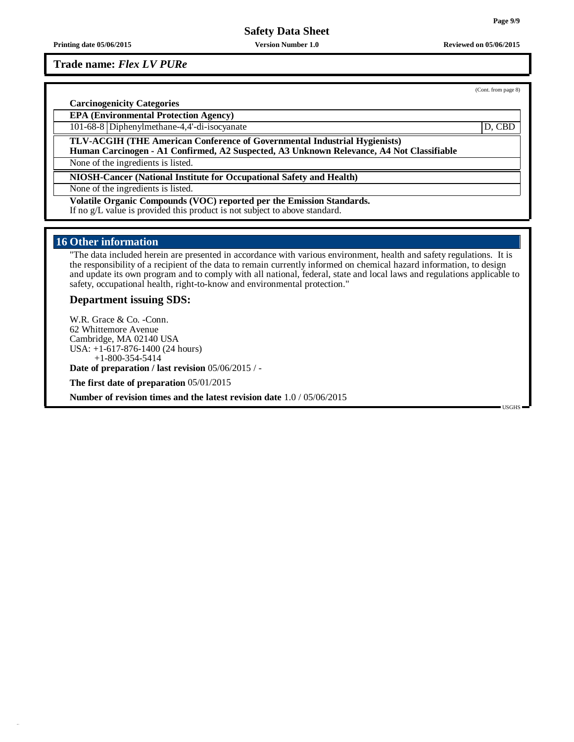**Trade name:** ***Flex LV PURe***

(Cont. from page 8)

**Carcinogenicity Categories**

**EPA (Environmental Protection Agency)**

| | | |
|---|---|---|
| 101-68-8 | Diphenylmethane-4,4'-di-isocyanate | D, CBD |

**TLV-ACGIH (THE American Conference of Governmental Industrial Hygienists)**
**Human Carcinogen - A1 Confirmed, A2 Suspected, A3 Unknown Relevance, A4 Not Classifiable**

None of the ingredients is listed.

**NIOSH-Cancer (National Institute for Occupational Safety and Health)**

None of the ingredients is listed.

**Volatile Organic Compounds (VOC) reported per the Emission Standards.**
If no g/L value is provided this product is not subject to above standard.

## 16 Other information

"The data included herein are presented in accordance with various environment, health and safety regulations. It is the responsibility of a recipient of the data to remain currently informed on chemical hazard information, to design and update its own program and to comply with all national, federal, state and local laws and regulations applicable to safety, occupational health, right-to-know and environmental protection."

### Department issuing SDS:

W.R. Grace & Co. -Conn.
62 Whittemore Avenue
Cambridge, MA 02140 USA
USA: +1-617-876-1400 (24 hours)
+1-800-354-5414

**Date of preparation / last revision** 05/06/2015 / -

**The first date of preparation** 05/01/2015

**Number of revision times and the latest revision date** 1.0 / 05/06/2015